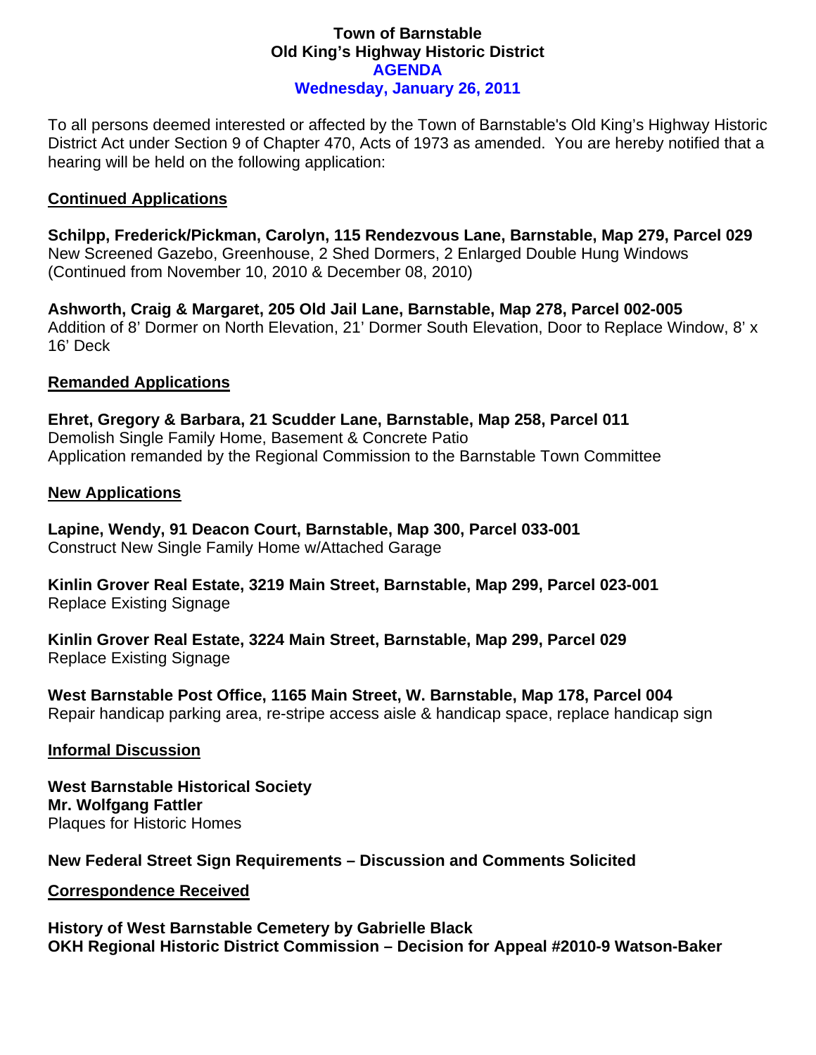# Town of Barnstable
## Old King's Highway Historic District
## AGENDA
## Wednesday, January 26, 2011

To all persons deemed interested or affected by the Town of Barnstable's Old King's Highway Historic District Act under Section 9 of Chapter 470, Acts of 1973 as amended. You are hereby notified that a hearing will be held on the following application:

### Continued Applications

**Schilpp, Frederick/Pickman, Carolyn, 115 Rendezvous Lane, Barnstable, Map 279, Parcel 029**
New Screened Gazebo, Greenhouse, 2 Shed Dormers, 2 Enlarged Double Hung Windows
(Continued from November 10, 2010 & December 08, 2010)

**Ashworth, Craig & Margaret, 205 Old Jail Lane, Barnstable, Map 278, Parcel 002-005**
Addition of 8' Dormer on North Elevation, 21' Dormer South Elevation, Door to Replace Window, 8' x 16' Deck

### Remanded Applications

**Ehret, Gregory & Barbara, 21 Scudder Lane, Barnstable, Map 258, Parcel 011**
Demolish Single Family Home, Basement & Concrete Patio
Application remanded by the Regional Commission to the Barnstable Town Committee

### New Applications

**Lapine, Wendy, 91 Deacon Court, Barnstable, Map 300, Parcel 033-001**
Construct New Single Family Home w/Attached Garage

**Kinlin Grover Real Estate, 3219 Main Street, Barnstable, Map 299, Parcel 023-001**
Replace Existing Signage

**Kinlin Grover Real Estate, 3224 Main Street, Barnstable, Map 299, Parcel 029**
Replace Existing Signage

**West Barnstable Post Office, 1165 Main Street, W. Barnstable, Map 178, Parcel 004**
Repair handicap parking area, re-stripe access aisle & handicap space, replace handicap sign

### Informal Discussion

**West Barnstable Historical Society**
**Mr. Wolfgang Fattler**
Plaques for Historic Homes

**New Federal Street Sign Requirements – Discussion and Comments Solicited**

### Correspondence Received

**History of West Barnstable Cemetery by Gabrielle Black**
**OKH Regional Historic District Commission – Decision for Appeal #2010-9 Watson-Baker**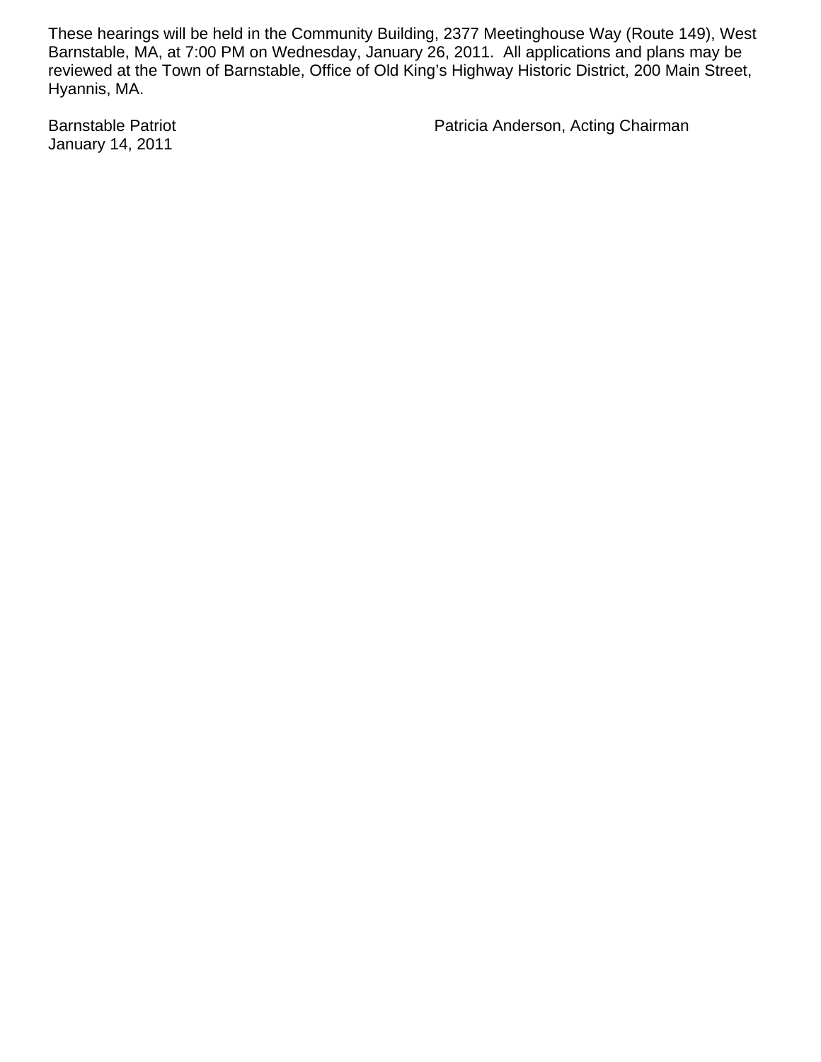These hearings will be held in the Community Building, 2377 Meetinghouse Way (Route 149), West Barnstable, MA, at 7:00 PM on Wednesday, January 26, 2011. All applications and plans may be reviewed at the Town of Barnstable, Office of Old King's Highway Historic District, 200 Main Street, Hyannis, MA.

Barnstable Patriot
January 14, 2011

Patricia Anderson, Acting Chairman